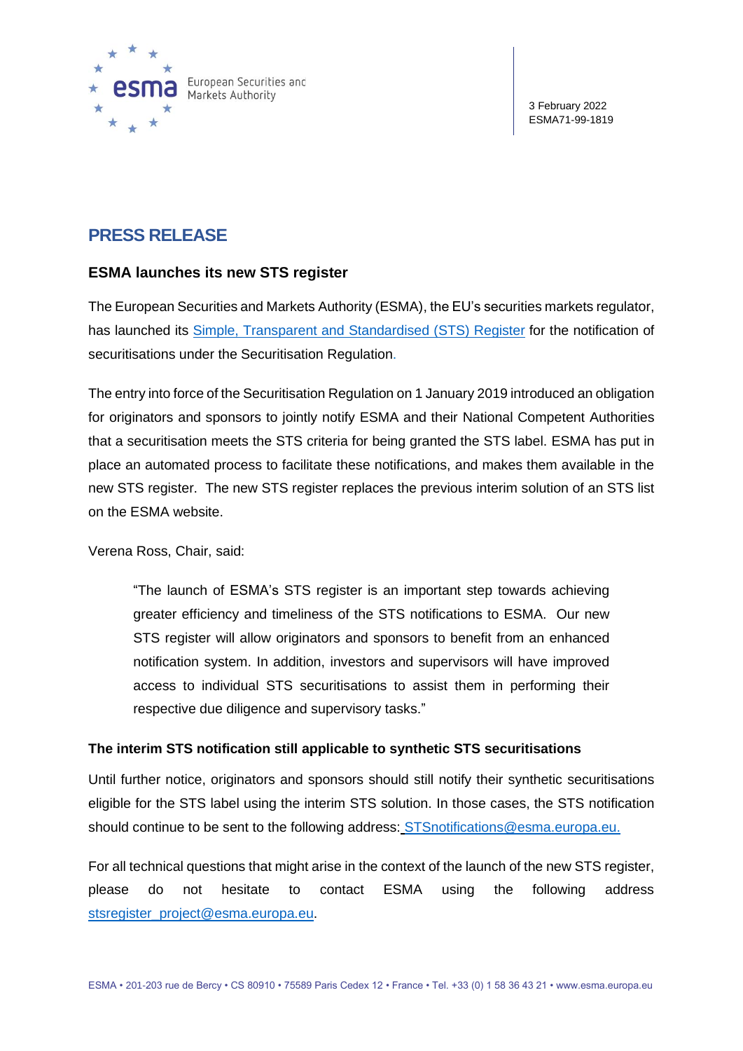3 February 2022
ESMA71-99-1819

# PRESS RELEASE

## ESMA launches its new STS register

The European Securities and Markets Authority (ESMA), the EU's securities markets regulator, has launched its Simple, Transparent and Standardised (STS) Register for the notification of securitisations under the Securitisation Regulation.

The entry into force of the Securitisation Regulation on 1 January 2019 introduced an obligation for originators and sponsors to jointly notify ESMA and their National Competent Authorities that a securitisation meets the STS criteria for being granted the STS label. ESMA has put in place an automated process to facilitate these notifications, and makes them available in the new STS register. The new STS register replaces the previous interim solution of an STS list on the ESMA website.

Verena Ross, Chair, said:

> "The launch of ESMA's STS register is an important step towards achieving greater efficiency and timeliness of the STS notifications to ESMA. Our new STS register will allow originators and sponsors to benefit from an enhanced notification system. In addition, investors and supervisors will have improved access to individual STS securitisations to assist them in performing their respective due diligence and supervisory tasks."

### The interim STS notification still applicable to synthetic STS securitisations

Until further notice, originators and sponsors should still notify their synthetic securitisations eligible for the STS label using the interim STS solution. In those cases, the STS notification should continue to be sent to the following address: STSnotifications@esma.europa.eu.

For all technical questions that might arise in the context of the launch of the new STS register, please do not hesitate to contact ESMA using the following address stsregister_project@esma.europa.eu.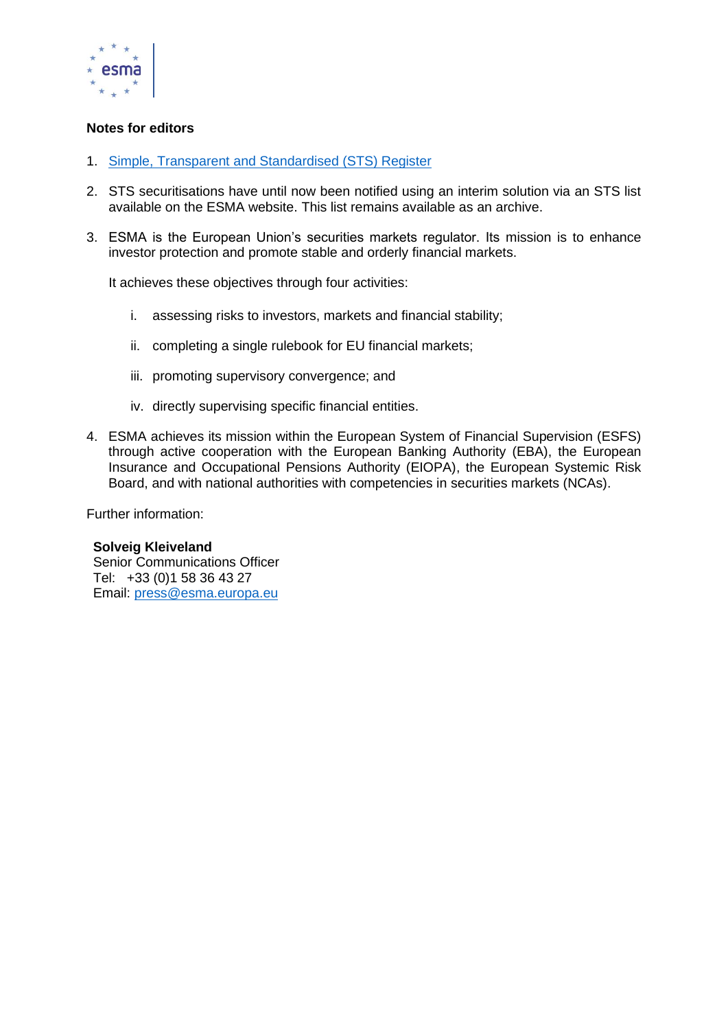**Notes for editors**

1. Simple, Transparent and Standardised (STS) Register

2. STS securitisations have until now been notified using an interim solution via an STS list available on the ESMA website. This list remains available as an archive.

3. ESMA is the European Union's securities markets regulator. Its mission is to enhance investor protection and promote stable and orderly financial markets.

   It achieves these objectives through four activities:

   i. assessing risks to investors, markets and financial stability;

   ii. completing a single rulebook for EU financial markets;

   iii. promoting supervisory convergence; and

   iv. directly supervising specific financial entities.

4. ESMA achieves its mission within the European System of Financial Supervision (ESFS) through active cooperation with the European Banking Authority (EBA), the European Insurance and Occupational Pensions Authority (EIOPA), the European Systemic Risk Board, and with national authorities with competencies in securities markets (NCAs).

Further information:

**Solveig Kleiveland**
Senior Communications Officer
Tel: +33 (0)1 58 36 43 27
Email: press@esma.europa.eu